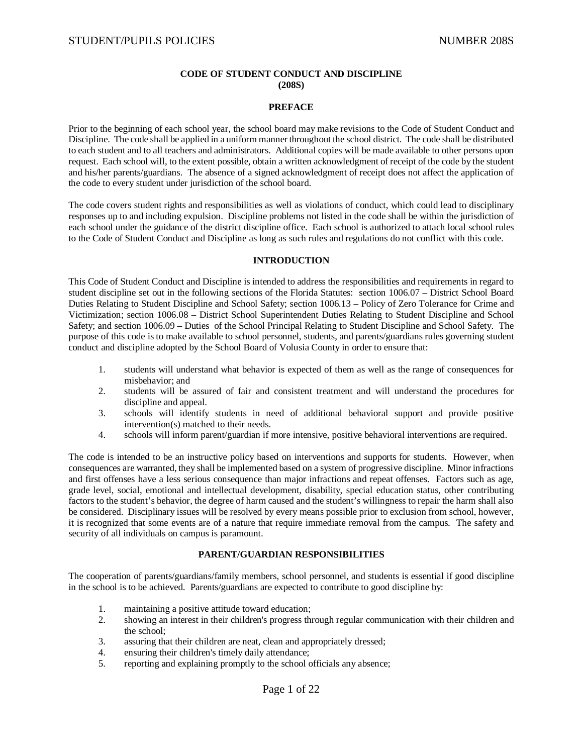# CODE OF STUDENT CONDUCT AND DISCIPLINE
# (208S)

## PREFACE

Prior to the beginning of each school year, the school board may make revisions to the Code of Student Conduct and Discipline. The code shall be applied in a uniform manner throughout the school district. The code shall be distributed to each student and to all teachers and administrators. Additional copies will be made available to other persons upon request. Each school will, to the extent possible, obtain a written acknowledgment of receipt of the code by the student and his/her parents/guardians. The absence of a signed acknowledgment of receipt does not affect the application of the code to every student under jurisdiction of the school board.

The code covers student rights and responsibilities as well as violations of conduct, which could lead to disciplinary responses up to and including expulsion. Discipline problems not listed in the code shall be within the jurisdiction of each school under the guidance of the district discipline office. Each school is authorized to attach local school rules to the Code of Student Conduct and Discipline as long as such rules and regulations do not conflict with this code.

## INTRODUCTION

This Code of Student Conduct and Discipline is intended to address the responsibilities and requirements in regard to student discipline set out in the following sections of the Florida Statutes: section 1006.07 – District School Board Duties Relating to Student Discipline and School Safety; section 1006.13 – Policy of Zero Tolerance for Crime and Victimization; section 1006.08 – District School Superintendent Duties Relating to Student Discipline and School Safety; and section 1006.09 – Duties of the School Principal Relating to Student Discipline and School Safety. The purpose of this code is to make available to school personnel, students, and parents/guardians rules governing student conduct and discipline adopted by the School Board of Volusia County in order to ensure that:

1. students will understand what behavior is expected of them as well as the range of consequences for misbehavior; and
2. students will be assured of fair and consistent treatment and will understand the procedures for discipline and appeal.
3. schools will identify students in need of additional behavioral support and provide positive intervention(s) matched to their needs.
4. schools will inform parent/guardian if more intensive, positive behavioral interventions are required.

The code is intended to be an instructive policy based on interventions and supports for students. However, when consequences are warranted, they shall be implemented based on a system of progressive discipline. Minor infractions and first offenses have a less serious consequence than major infractions and repeat offenses. Factors such as age, grade level, social, emotional and intellectual development, disability, special education status, other contributing factors to the student's behavior, the degree of harm caused and the student's willingness to repair the harm shall also be considered. Disciplinary issues will be resolved by every means possible prior to exclusion from school, however, it is recognized that some events are of a nature that require immediate removal from the campus. The safety and security of all individuals on campus is paramount.

## PARENT/GUARDIAN RESPONSIBILITIES

The cooperation of parents/guardians/family members, school personnel, and students is essential if good discipline in the school is to be achieved. Parents/guardians are expected to contribute to good discipline by:

1. maintaining a positive attitude toward education;
2. showing an interest in their children's progress through regular communication with their children and the school;
3. assuring that their children are neat, clean and appropriately dressed;
4. ensuring their children's timely daily attendance;
5. reporting and explaining promptly to the school officials any absence;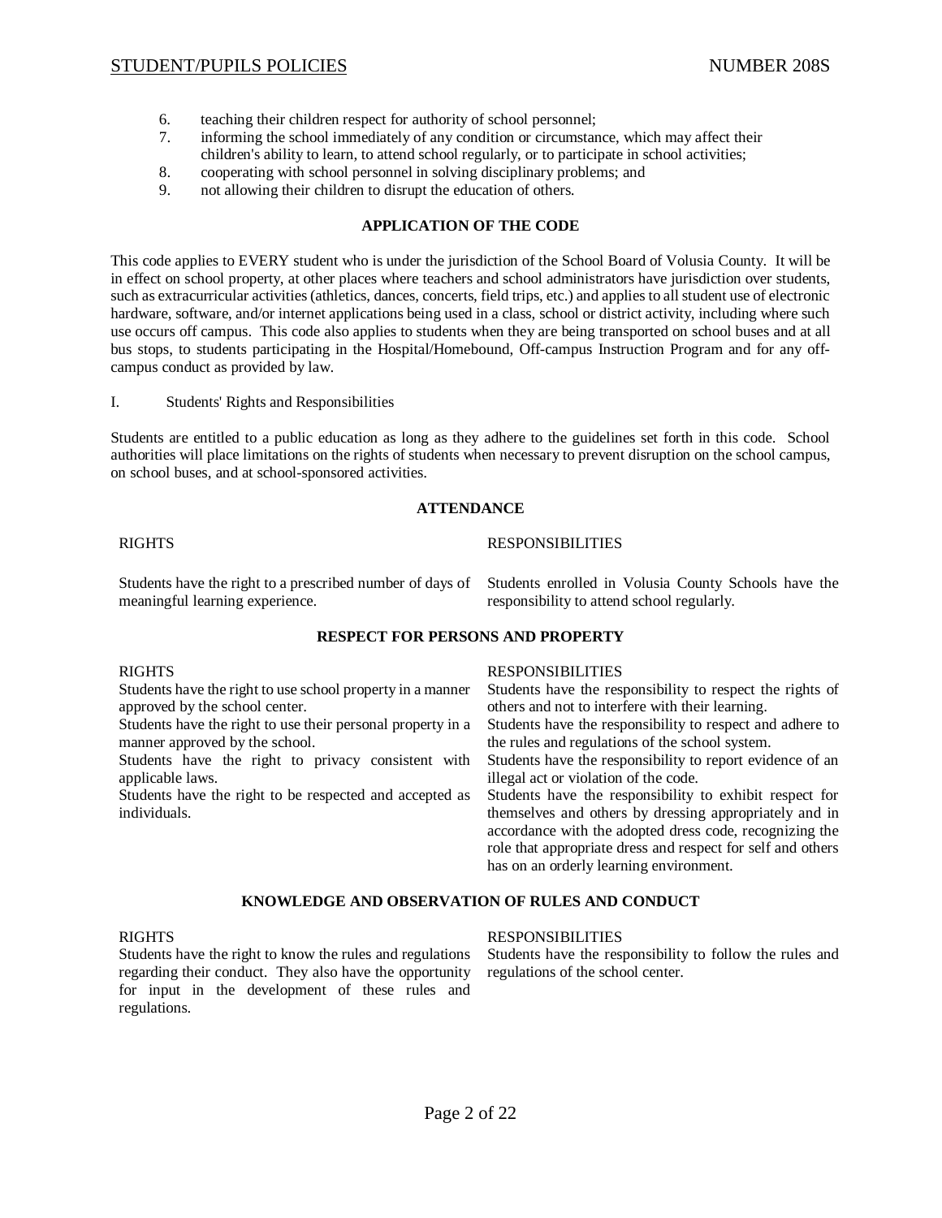6. teaching their children respect for authority of school personnel;
7. informing the school immediately of any condition or circumstance, which may affect their children's ability to learn, to attend school regularly, or to participate in school activities;
8. cooperating with school personnel in solving disciplinary problems; and
9. not allowing their children to disrupt the education of others.

## APPLICATION OF THE CODE

This code applies to EVERY student who is under the jurisdiction of the School Board of Volusia County. It will be in effect on school property, at other places where teachers and school administrators have jurisdiction over students, such as extracurricular activities (athletics, dances, concerts, field trips, etc.) and applies to all student use of electronic hardware, software, and/or internet applications being used in a class, school or district activity, including where such use occurs off campus. This code also applies to students when they are being transported on school buses and at all bus stops, to students participating in the Hospital/Homebound, Off-campus Instruction Program and for any off-campus conduct as provided by law.

I. Students' Rights and Responsibilities

Students are entitled to a public education as long as they adhere to the guidelines set forth in this code. School authorities will place limitations on the rights of students when necessary to prevent disruption on the school campus, on school buses, and at school-sponsored activities.

## ATTENDANCE

| RIGHTS | RESPONSIBILITIES |
|---|---|
| Students have the right to a prescribed number of days of meaningful learning experience. | Students enrolled in Volusia County Schools have the responsibility to attend school regularly. |

## RESPECT FOR PERSONS AND PROPERTY

| RIGHTS | RESPONSIBILITIES |
|---|---|
| Students have the right to use school property in a manner approved by the school center. | Students have the responsibility to respect the rights of others and not to interfere with their learning. |
| Students have the right to use their personal property in a manner approved by the school. | Students have the responsibility to respect and adhere to the rules and regulations of the school system. |
| Students have the right to privacy consistent with applicable laws. | Students have the responsibility to report evidence of an illegal act or violation of the code. |
| Students have the right to be respected and accepted as individuals. | Students have the responsibility to exhibit respect for themselves and others by dressing appropriately and in accordance with the adopted dress code, recognizing the role that appropriate dress and respect for self and others has on an orderly learning environment. |

## KNOWLEDGE AND OBSERVATION OF RULES AND CONDUCT

| RIGHTS | RESPONSIBILITIES |
|---|---|
| Students have the right to know the rules and regulations regarding their conduct. They also have the opportunity for input in the development of these rules and regulations. | Students have the responsibility to follow the rules and regulations of the school center. |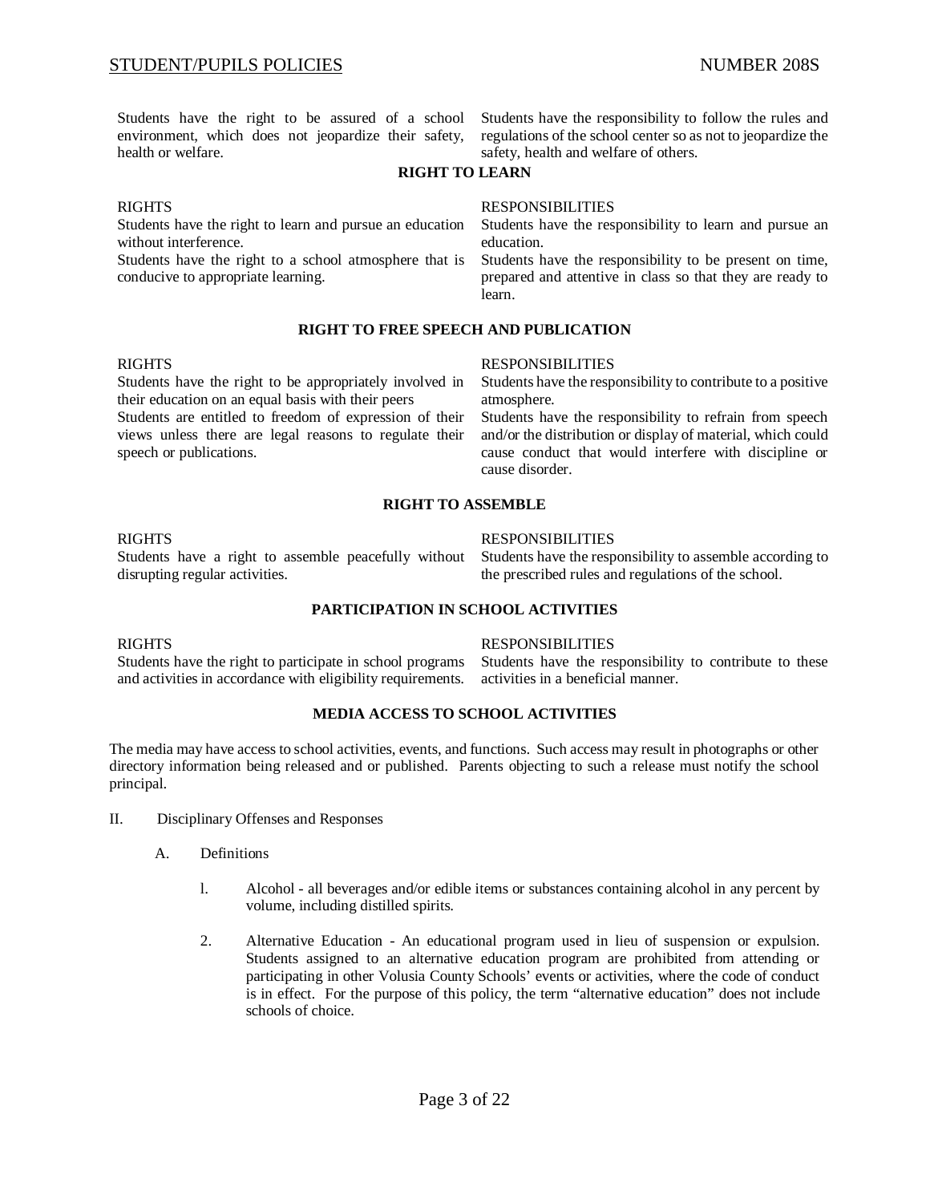| | |
|---|---|
| Students have the right to be assured of a school environment, which does not jeopardize their safety, health or welfare. | Students have the responsibility to follow the rules and regulations of the school center so as not to jeopardize the safety, health and welfare of others. |

**RIGHT TO LEARN**

| RIGHTS | RESPONSIBILITIES |
|---|---|
| Students have the right to learn and pursue an education without interference. | Students have the responsibility to learn and pursue an education. |
| Students have the right to a school atmosphere that is conducive to appropriate learning. | Students have the responsibility to be present on time, prepared and attentive in class so that they are ready to learn. |

**RIGHT TO FREE SPEECH AND PUBLICATION**

| RIGHTS | RESPONSIBILITIES |
|---|---|
| Students have the right to be appropriately involved in their education on an equal basis with their peers | Students have the responsibility to contribute to a positive atmosphere. |
| Students are entitled to freedom of expression of their views unless there are legal reasons to regulate their speech or publications. | Students have the responsibility to refrain from speech and/or the distribution or display of material, which could cause conduct that would interfere with discipline or cause disorder. |

**RIGHT TO ASSEMBLE**

| RIGHTS | RESPONSIBILITIES |
|---|---|
| Students have a right to assemble peacefully without disrupting regular activities. | Students have the responsibility to assemble according to the prescribed rules and regulations of the school. |

**PARTICIPATION IN SCHOOL ACTIVITIES**

| RIGHTS | RESPONSIBILITIES |
|---|---|
| Students have the right to participate in school programs and activities in accordance with eligibility requirements. | Students have the responsibility to contribute to these activities in a beneficial manner. |

**MEDIA ACCESS TO SCHOOL ACTIVITIES**

The media may have access to school activities, events, and functions. Such access may result in photographs or other directory information being released and or published. Parents objecting to such a release must notify the school principal.

II. Disciplinary Offenses and Responses

A. Definitions

1. Alcohol - all beverages and/or edible items or substances containing alcohol in any percent by volume, including distilled spirits.

2. Alternative Education - An educational program used in lieu of suspension or expulsion. Students assigned to an alternative education program are prohibited from attending or participating in other Volusia County Schools' events or activities, where the code of conduct is in effect. For the purpose of this policy, the term "alternative education" does not include schools of choice.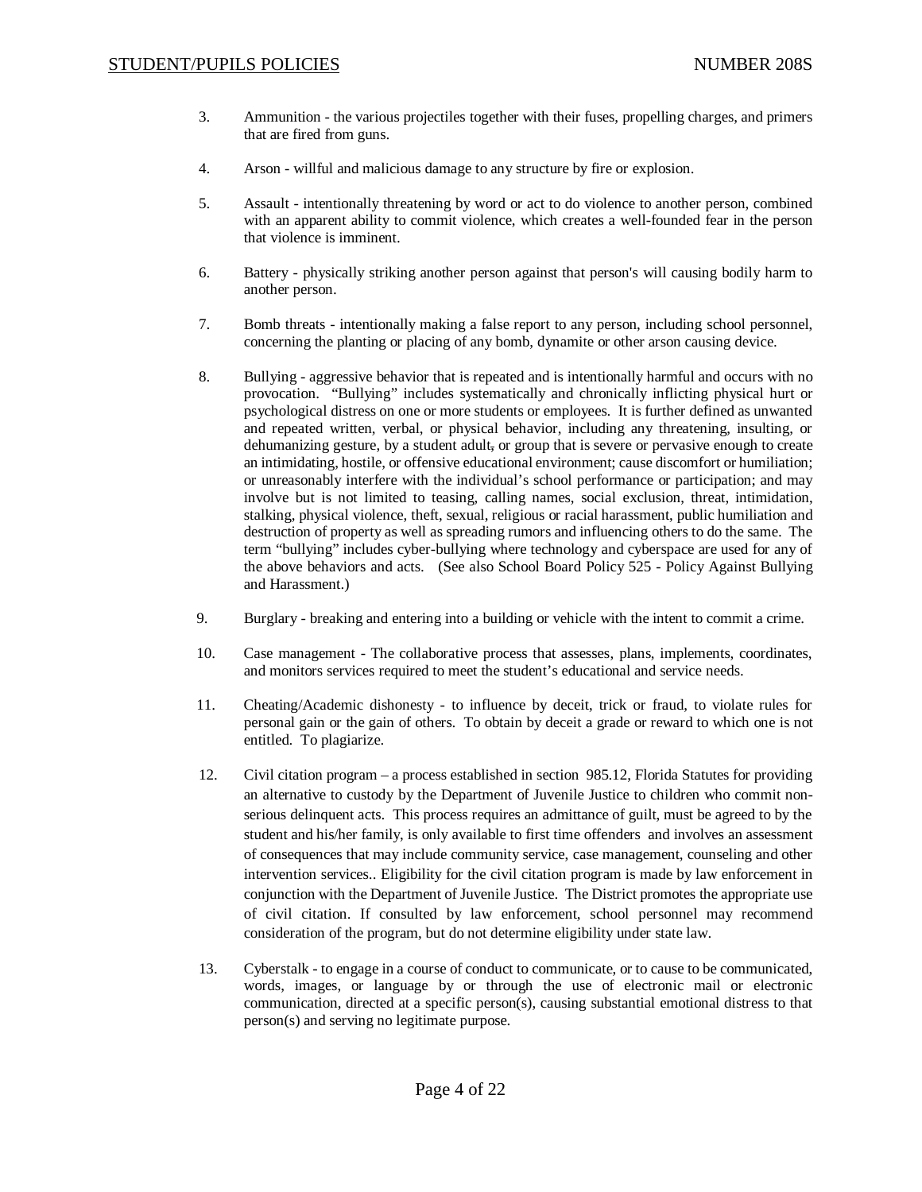3. Ammunition - the various projectiles together with their fuses, propelling charges, and primers that are fired from guns.

4. Arson - willful and malicious damage to any structure by fire or explosion.

5. Assault - intentionally threatening by word or act to do violence to another person, combined with an apparent ability to commit violence, which creates a well-founded fear in the person that violence is imminent.

6. Battery - physically striking another person against that person's will causing bodily harm to another person.

7. Bomb threats - intentionally making a false report to any person, including school personnel, concerning the planting or placing of any bomb, dynamite or other arson causing device.

8. Bullying - aggressive behavior that is repeated and is intentionally harmful and occurs with no provocation. "Bullying" includes systematically and chronically inflicting physical hurt or psychological distress on one or more students or employees. It is further defined as unwanted and repeated written, verbal, or physical behavior, including any threatening, insulting, or dehumanizing gesture, by a student adult, or group that is severe or pervasive enough to create an intimidating, hostile, or offensive educational environment; cause discomfort or humiliation; or unreasonably interfere with the individual's school performance or participation; and may involve but is not limited to teasing, calling names, social exclusion, threat, intimidation, stalking, physical violence, theft, sexual, religious or racial harassment, public humiliation and destruction of property as well as spreading rumors and influencing others to do the same. The term "bullying" includes cyber-bullying where technology and cyberspace are used for any of the above behaviors and acts. (See also School Board Policy 525 - Policy Against Bullying and Harassment.)

9. Burglary - breaking and entering into a building or vehicle with the intent to commit a crime.

10. Case management - The collaborative process that assesses, plans, implements, coordinates, and monitors services required to meet the student's educational and service needs.

11. Cheating/Academic dishonesty - to influence by deceit, trick or fraud, to violate rules for personal gain or the gain of others. To obtain by deceit a grade or reward to which one is not entitled. To plagiarize.

12. Civil citation program – a process established in section 985.12, Florida Statutes for providing an alternative to custody by the Department of Juvenile Justice to children who commit non-serious delinquent acts. This process requires an admittance of guilt, must be agreed to by the student and his/her family, is only available to first time offenders and involves an assessment of consequences that may include community service, case management, counseling and other intervention services.. Eligibility for the civil citation program is made by law enforcement in conjunction with the Department of Juvenile Justice. The District promotes the appropriate use of civil citation. If consulted by law enforcement, school personnel may recommend consideration of the program, but do not determine eligibility under state law.

13. Cyberstalk - to engage in a course of conduct to communicate, or to cause to be communicated, words, images, or language by or through the use of electronic mail or electronic communication, directed at a specific person(s), causing substantial emotional distress to that person(s) and serving no legitimate purpose.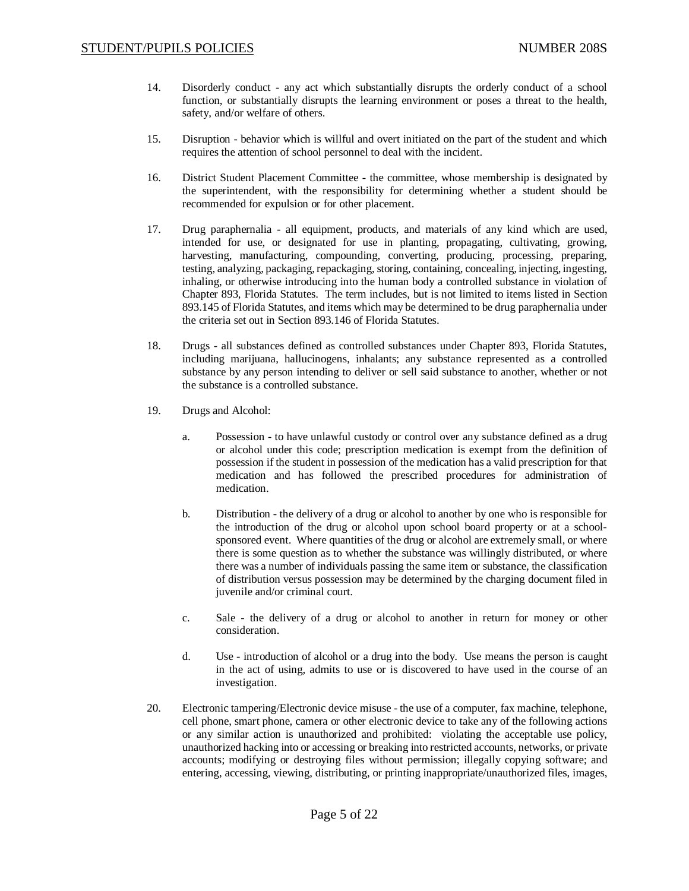14. Disorderly conduct - any act which substantially disrupts the orderly conduct of a school function, or substantially disrupts the learning environment or poses a threat to the health, safety, and/or welfare of others.

15. Disruption - behavior which is willful and overt initiated on the part of the student and which requires the attention of school personnel to deal with the incident.

16. District Student Placement Committee - the committee, whose membership is designated by the superintendent, with the responsibility for determining whether a student should be recommended for expulsion or for other placement.

17. Drug paraphernalia - all equipment, products, and materials of any kind which are used, intended for use, or designated for use in planting, propagating, cultivating, growing, harvesting, manufacturing, compounding, converting, producing, processing, preparing, testing, analyzing, packaging, repackaging, storing, containing, concealing, injecting, ingesting, inhaling, or otherwise introducing into the human body a controlled substance in violation of Chapter 893, Florida Statutes. The term includes, but is not limited to items listed in Section 893.145 of Florida Statutes, and items which may be determined to be drug paraphernalia under the criteria set out in Section 893.146 of Florida Statutes.

18. Drugs - all substances defined as controlled substances under Chapter 893, Florida Statutes, including marijuana, hallucinogens, inhalants; any substance represented as a controlled substance by any person intending to deliver or sell said substance to another, whether or not the substance is a controlled substance.

19. Drugs and Alcohol:

    a. Possession - to have unlawful custody or control over any substance defined as a drug or alcohol under this code; prescription medication is exempt from the definition of possession if the student in possession of the medication has a valid prescription for that medication and has followed the prescribed procedures for administration of medication.

    b. Distribution - the delivery of a drug or alcohol to another by one who is responsible for the introduction of the drug or alcohol upon school board property or at a school-sponsored event. Where quantities of the drug or alcohol are extremely small, or where there is some question as to whether the substance was willingly distributed, or where there was a number of individuals passing the same item or substance, the classification of distribution versus possession may be determined by the charging document filed in juvenile and/or criminal court.

    c. Sale - the delivery of a drug or alcohol to another in return for money or other consideration.

    d. Use - introduction of alcohol or a drug into the body. Use means the person is caught in the act of using, admits to use or is discovered to have used in the course of an investigation.

20. Electronic tampering/Electronic device misuse - the use of a computer, fax machine, telephone, cell phone, smart phone, camera or other electronic device to take any of the following actions or any similar action is unauthorized and prohibited: violating the acceptable use policy, unauthorized hacking into or accessing or breaking into restricted accounts, networks, or private accounts; modifying or destroying files without permission; illegally copying software; and entering, accessing, viewing, distributing, or printing inappropriate/unauthorized files, images,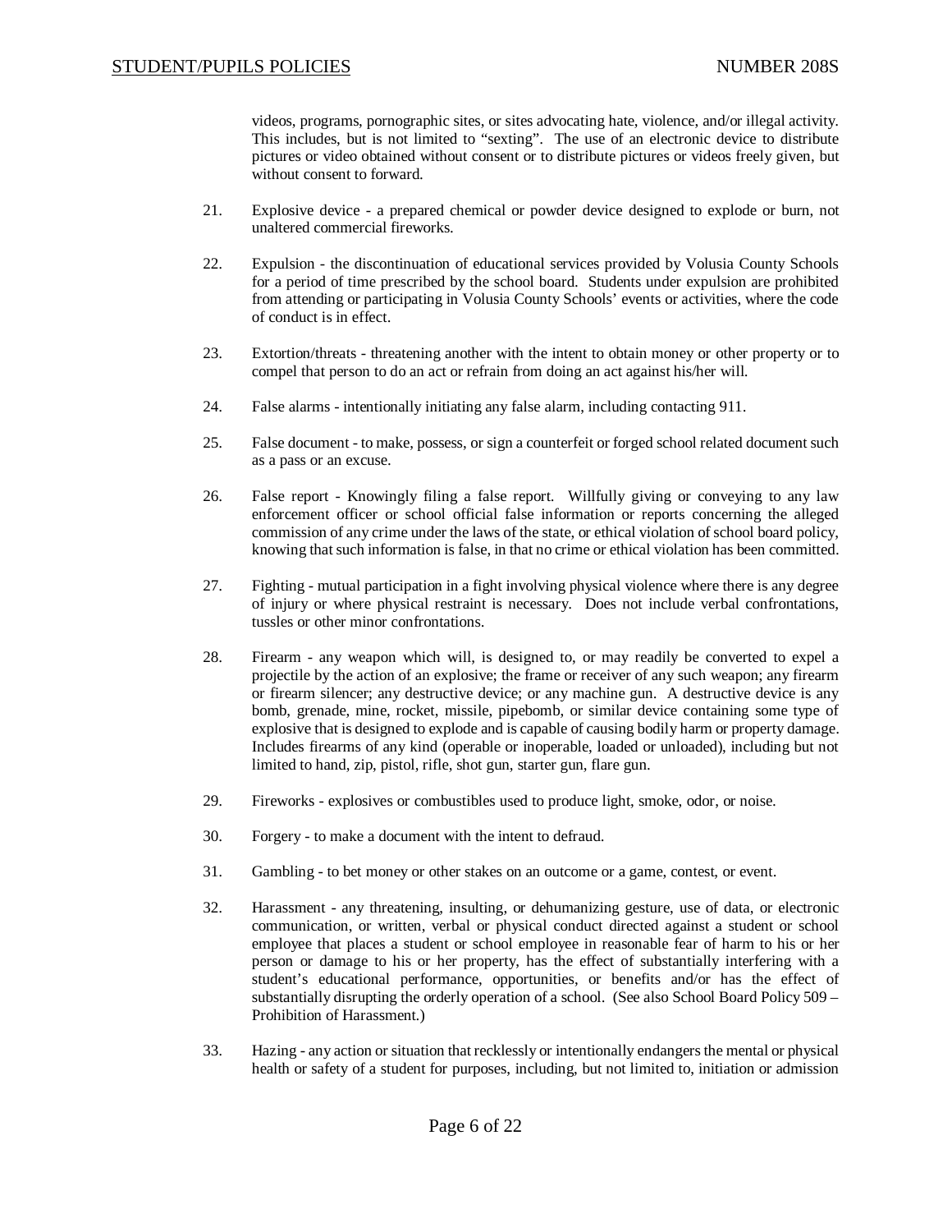videos, programs, pornographic sites, or sites advocating hate, violence, and/or illegal activity. This includes, but is not limited to "sexting". The use of an electronic device to distribute pictures or video obtained without consent or to distribute pictures or videos freely given, but without consent to forward.

21. Explosive device - a prepared chemical or powder device designed to explode or burn, not unaltered commercial fireworks.

22. Expulsion - the discontinuation of educational services provided by Volusia County Schools for a period of time prescribed by the school board. Students under expulsion are prohibited from attending or participating in Volusia County Schools' events or activities, where the code of conduct is in effect.

23. Extortion/threats - threatening another with the intent to obtain money or other property or to compel that person to do an act or refrain from doing an act against his/her will.

24. False alarms - intentionally initiating any false alarm, including contacting 911.

25. False document - to make, possess, or sign a counterfeit or forged school related document such as a pass or an excuse.

26. False report - Knowingly filing a false report. Willfully giving or conveying to any law enforcement officer or school official false information or reports concerning the alleged commission of any crime under the laws of the state, or ethical violation of school board policy, knowing that such information is false, in that no crime or ethical violation has been committed.

27. Fighting - mutual participation in a fight involving physical violence where there is any degree of injury or where physical restraint is necessary. Does not include verbal confrontations, tussles or other minor confrontations.

28. Firearm - any weapon which will, is designed to, or may readily be converted to expel a projectile by the action of an explosive; the frame or receiver of any such weapon; any firearm or firearm silencer; any destructive device; or any machine gun. A destructive device is any bomb, grenade, mine, rocket, missile, pipebomb, or similar device containing some type of explosive that is designed to explode and is capable of causing bodily harm or property damage. Includes firearms of any kind (operable or inoperable, loaded or unloaded), including but not limited to hand, zip, pistol, rifle, shot gun, starter gun, flare gun.

29. Fireworks - explosives or combustibles used to produce light, smoke, odor, or noise.

30. Forgery - to make a document with the intent to defraud.

31. Gambling - to bet money or other stakes on an outcome or a game, contest, or event.

32. Harassment - any threatening, insulting, or dehumanizing gesture, use of data, or electronic communication, or written, verbal or physical conduct directed against a student or school employee that places a student or school employee in reasonable fear of harm to his or her person or damage to his or her property, has the effect of substantially interfering with a student's educational performance, opportunities, or benefits and/or has the effect of substantially disrupting the orderly operation of a school. (See also School Board Policy 509 – Prohibition of Harassment.)

33. Hazing - any action or situation that recklessly or intentionally endangers the mental or physical health or safety of a student for purposes, including, but not limited to, initiation or admission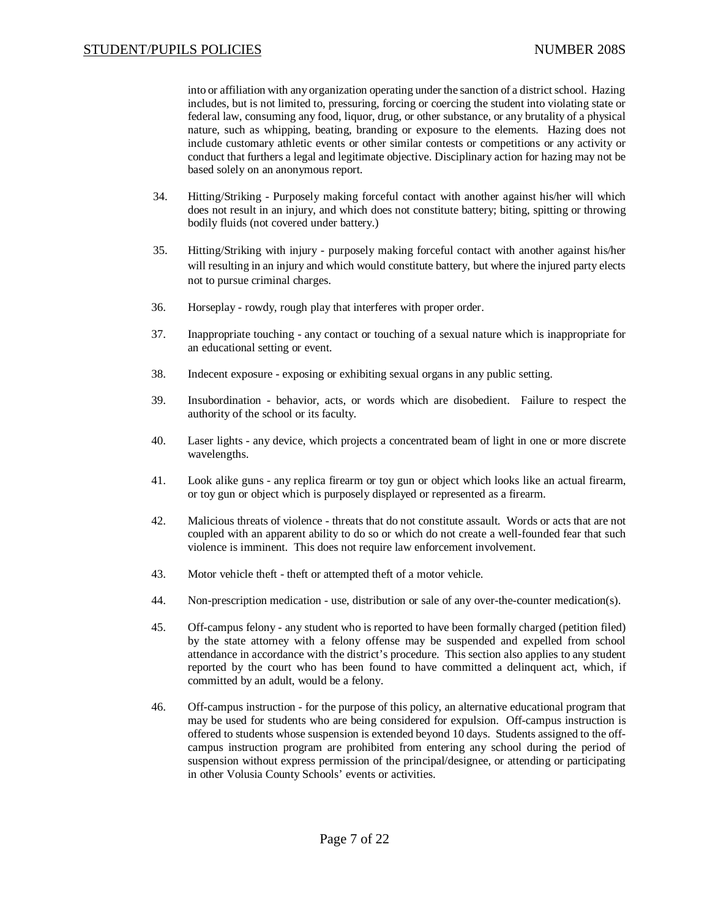into or affiliation with any organization operating under the sanction of a district school. Hazing includes, but is not limited to, pressuring, forcing or coercing the student into violating state or federal law, consuming any food, liquor, drug, or other substance, or any brutality of a physical nature, such as whipping, beating, branding or exposure to the elements. Hazing does not include customary athletic events or other similar contests or competitions or any activity or conduct that furthers a legal and legitimate objective. Disciplinary action for hazing may not be based solely on an anonymous report.

34. Hitting/Striking - Purposely making forceful contact with another against his/her will which does not result in an injury, and which does not constitute battery; biting, spitting or throwing bodily fluids (not covered under battery.)

35. Hitting/Striking with injury - purposely making forceful contact with another against his/her will resulting in an injury and which would constitute battery, but where the injured party elects not to pursue criminal charges.

36. Horseplay - rowdy, rough play that interferes with proper order.

37. Inappropriate touching - any contact or touching of a sexual nature which is inappropriate for an educational setting or event.

38. Indecent exposure - exposing or exhibiting sexual organs in any public setting.

39. Insubordination - behavior, acts, or words which are disobedient. Failure to respect the authority of the school or its faculty.

40. Laser lights - any device, which projects a concentrated beam of light in one or more discrete wavelengths.

41. Look alike guns - any replica firearm or toy gun or object which looks like an actual firearm, or toy gun or object which is purposely displayed or represented as a firearm.

42. Malicious threats of violence - threats that do not constitute assault. Words or acts that are not coupled with an apparent ability to do so or which do not create a well-founded fear that such violence is imminent. This does not require law enforcement involvement.

43. Motor vehicle theft - theft or attempted theft of a motor vehicle.

44. Non-prescription medication - use, distribution or sale of any over-the-counter medication(s).

45. Off-campus felony - any student who is reported to have been formally charged (petition filed) by the state attorney with a felony offense may be suspended and expelled from school attendance in accordance with the district's procedure. This section also applies to any student reported by the court who has been found to have committed a delinquent act, which, if committed by an adult, would be a felony.

46. Off-campus instruction - for the purpose of this policy, an alternative educational program that may be used for students who are being considered for expulsion. Off-campus instruction is offered to students whose suspension is extended beyond 10 days. Students assigned to the off-campus instruction program are prohibited from entering any school during the period of suspension without express permission of the principal/designee, or attending or participating in other Volusia County Schools' events or activities.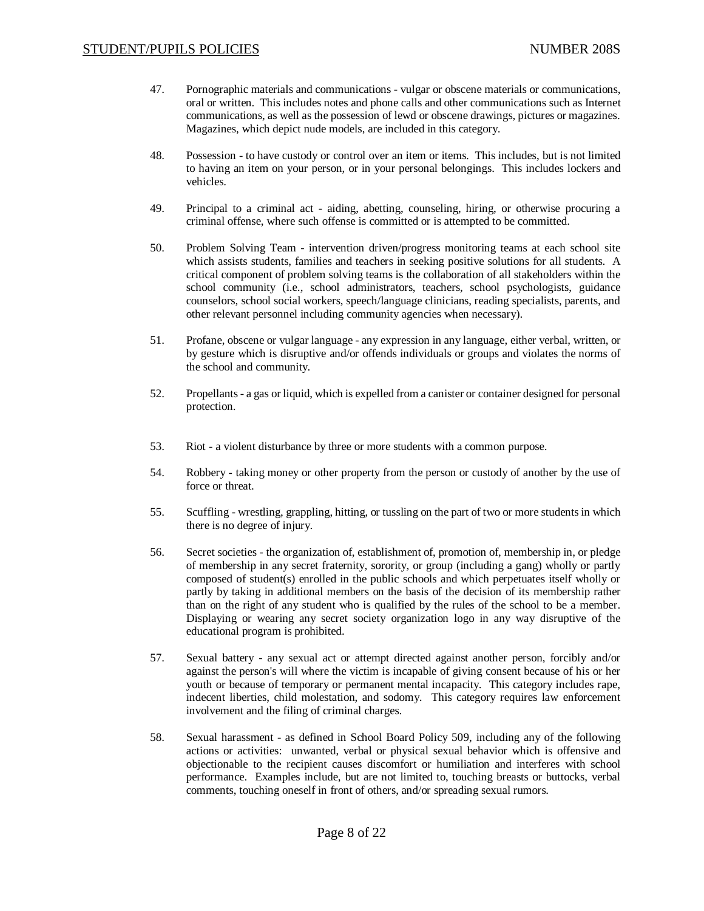47. Pornographic materials and communications - vulgar or obscene materials or communications, oral or written. This includes notes and phone calls and other communications such as Internet communications, as well as the possession of lewd or obscene drawings, pictures or magazines. Magazines, which depict nude models, are included in this category.

48. Possession - to have custody or control over an item or items. This includes, but is not limited to having an item on your person, or in your personal belongings. This includes lockers and vehicles.

49. Principal to a criminal act - aiding, abetting, counseling, hiring, or otherwise procuring a criminal offense, where such offense is committed or is attempted to be committed.

50. Problem Solving Team - intervention driven/progress monitoring teams at each school site which assists students, families and teachers in seeking positive solutions for all students. A critical component of problem solving teams is the collaboration of all stakeholders within the school community (i.e., school administrators, teachers, school psychologists, guidance counselors, school social workers, speech/language clinicians, reading specialists, parents, and other relevant personnel including community agencies when necessary).

51. Profane, obscene or vulgar language - any expression in any language, either verbal, written, or by gesture which is disruptive and/or offends individuals or groups and violates the norms of the school and community.

52. Propellants - a gas or liquid, which is expelled from a canister or container designed for personal protection.

53. Riot - a violent disturbance by three or more students with a common purpose.

54. Robbery - taking money or other property from the person or custody of another by the use of force or threat.

55. Scuffling - wrestling, grappling, hitting, or tussling on the part of two or more students in which there is no degree of injury.

56. Secret societies - the organization of, establishment of, promotion of, membership in, or pledge of membership in any secret fraternity, sorority, or group (including a gang) wholly or partly composed of student(s) enrolled in the public schools and which perpetuates itself wholly or partly by taking in additional members on the basis of the decision of its membership rather than on the right of any student who is qualified by the rules of the school to be a member. Displaying or wearing any secret society organization logo in any way disruptive of the educational program is prohibited.

57. Sexual battery - any sexual act or attempt directed against another person, forcibly and/or against the person's will where the victim is incapable of giving consent because of his or her youth or because of temporary or permanent mental incapacity. This category includes rape, indecent liberties, child molestation, and sodomy. This category requires law enforcement involvement and the filing of criminal charges.

58. Sexual harassment - as defined in School Board Policy 509, including any of the following actions or activities: unwanted, verbal or physical sexual behavior which is offensive and objectionable to the recipient causes discomfort or humiliation and interferes with school performance. Examples include, but are not limited to, touching breasts or buttocks, verbal comments, touching oneself in front of others, and/or spreading sexual rumors.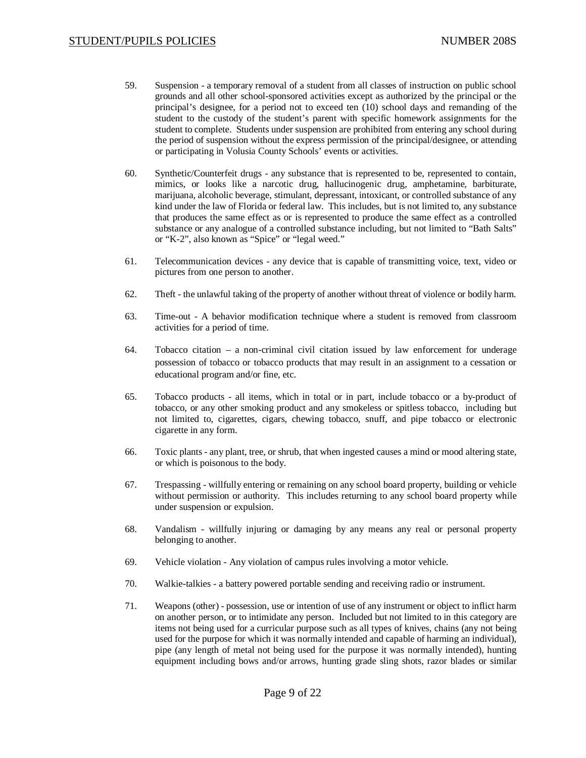59. Suspension - a temporary removal of a student from all classes of instruction on public school grounds and all other school-sponsored activities except as authorized by the principal or the principal's designee, for a period not to exceed ten (10) school days and remanding of the student to the custody of the student's parent with specific homework assignments for the student to complete. Students under suspension are prohibited from entering any school during the period of suspension without the express permission of the principal/designee, or attending or participating in Volusia County Schools' events or activities.

60. Synthetic/Counterfeit drugs - any substance that is represented to be, represented to contain, mimics, or looks like a narcotic drug, hallucinogenic drug, amphetamine, barbiturate, marijuana, alcoholic beverage, stimulant, depressant, intoxicant, or controlled substance of any kind under the law of Florida or federal law. This includes, but is not limited to, any substance that produces the same effect as or is represented to produce the same effect as a controlled substance or any analogue of a controlled substance including, but not limited to "Bath Salts" or "K-2", also known as "Spice" or "legal weed."

61. Telecommunication devices - any device that is capable of transmitting voice, text, video or pictures from one person to another.

62. Theft - the unlawful taking of the property of another without threat of violence or bodily harm.

63. Time-out - A behavior modification technique where a student is removed from classroom activities for a period of time.

64. Tobacco citation – a non-criminal civil citation issued by law enforcement for underage possession of tobacco or tobacco products that may result in an assignment to a cessation or educational program and/or fine, etc.

65. Tobacco products - all items, which in total or in part, include tobacco or a by-product of tobacco, or any other smoking product and any smokeless or spitless tobacco, including but not limited to, cigarettes, cigars, chewing tobacco, snuff, and pipe tobacco or electronic cigarette in any form.

66. Toxic plants - any plant, tree, or shrub, that when ingested causes a mind or mood altering state, or which is poisonous to the body.

67. Trespassing - willfully entering or remaining on any school board property, building or vehicle without permission or authority. This includes returning to any school board property while under suspension or expulsion.

68. Vandalism - willfully injuring or damaging by any means any real or personal property belonging to another.

69. Vehicle violation - Any violation of campus rules involving a motor vehicle.

70. Walkie-talkies - a battery powered portable sending and receiving radio or instrument.

71. Weapons (other) - possession, use or intention of use of any instrument or object to inflict harm on another person, or to intimidate any person. Included but not limited to in this category are items not being used for a curricular purpose such as all types of knives, chains (any not being used for the purpose for which it was normally intended and capable of harming an individual), pipe (any length of metal not being used for the purpose it was normally intended), hunting equipment including bows and/or arrows, hunting grade sling shots, razor blades or similar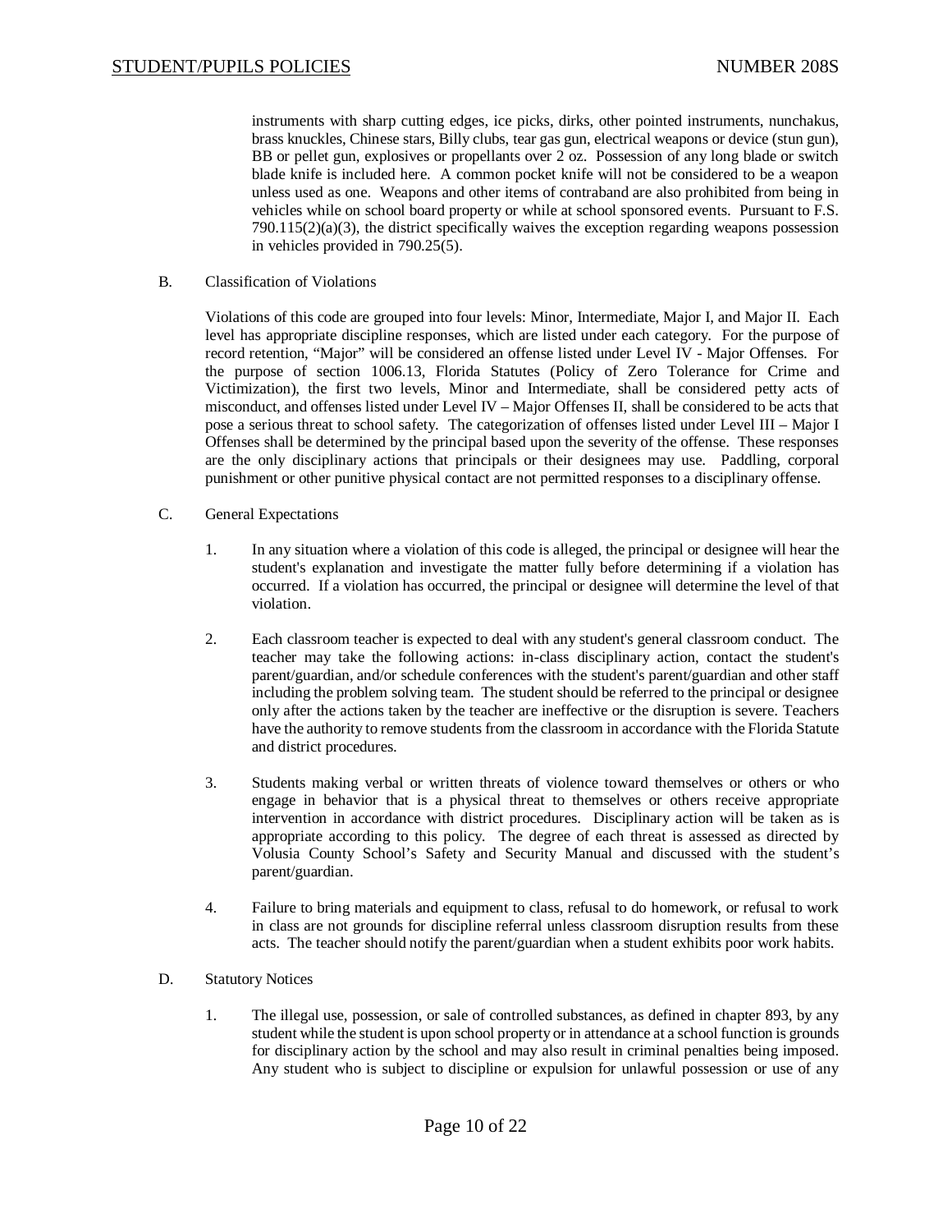instruments with sharp cutting edges, ice picks, dirks, other pointed instruments, nunchakus, brass knuckles, Chinese stars, Billy clubs, tear gas gun, electrical weapons or device (stun gun), BB or pellet gun, explosives or propellants over 2 oz. Possession of any long blade or switch blade knife is included here. A common pocket knife will not be considered to be a weapon unless used as one. Weapons and other items of contraband are also prohibited from being in vehicles while on school board property or while at school sponsored events. Pursuant to F.S. 790.115(2)(a)(3), the district specifically waives the exception regarding weapons possession in vehicles provided in 790.25(5).

B. Classification of Violations

Violations of this code are grouped into four levels: Minor, Intermediate, Major I, and Major II. Each level has appropriate discipline responses, which are listed under each category. For the purpose of record retention, "Major" will be considered an offense listed under Level IV - Major Offenses. For the purpose of section 1006.13, Florida Statutes (Policy of Zero Tolerance for Crime and Victimization), the first two levels, Minor and Intermediate, shall be considered petty acts of misconduct, and offenses listed under Level IV – Major Offenses II, shall be considered to be acts that pose a serious threat to school safety. The categorization of offenses listed under Level III – Major I Offenses shall be determined by the principal based upon the severity of the offense. These responses are the only disciplinary actions that principals or their designees may use. Paddling, corporal punishment or other punitive physical contact are not permitted responses to a disciplinary offense.

C. General Expectations

1. In any situation where a violation of this code is alleged, the principal or designee will hear the student's explanation and investigate the matter fully before determining if a violation has occurred. If a violation has occurred, the principal or designee will determine the level of that violation.

2. Each classroom teacher is expected to deal with any student's general classroom conduct. The teacher may take the following actions: in-class disciplinary action, contact the student's parent/guardian, and/or schedule conferences with the student's parent/guardian and other staff including the problem solving team. The student should be referred to the principal or designee only after the actions taken by the teacher are ineffective or the disruption is severe. Teachers have the authority to remove students from the classroom in accordance with the Florida Statute and district procedures.

3. Students making verbal or written threats of violence toward themselves or others or who engage in behavior that is a physical threat to themselves or others receive appropriate intervention in accordance with district procedures. Disciplinary action will be taken as is appropriate according to this policy. The degree of each threat is assessed as directed by Volusia County School's Safety and Security Manual and discussed with the student's parent/guardian.

4. Failure to bring materials and equipment to class, refusal to do homework, or refusal to work in class are not grounds for discipline referral unless classroom disruption results from these acts. The teacher should notify the parent/guardian when a student exhibits poor work habits.

D. Statutory Notices

1. The illegal use, possession, or sale of controlled substances, as defined in chapter 893, by any student while the student is upon school property or in attendance at a school function is grounds for disciplinary action by the school and may also result in criminal penalties being imposed. Any student who is subject to discipline or expulsion for unlawful possession or use of any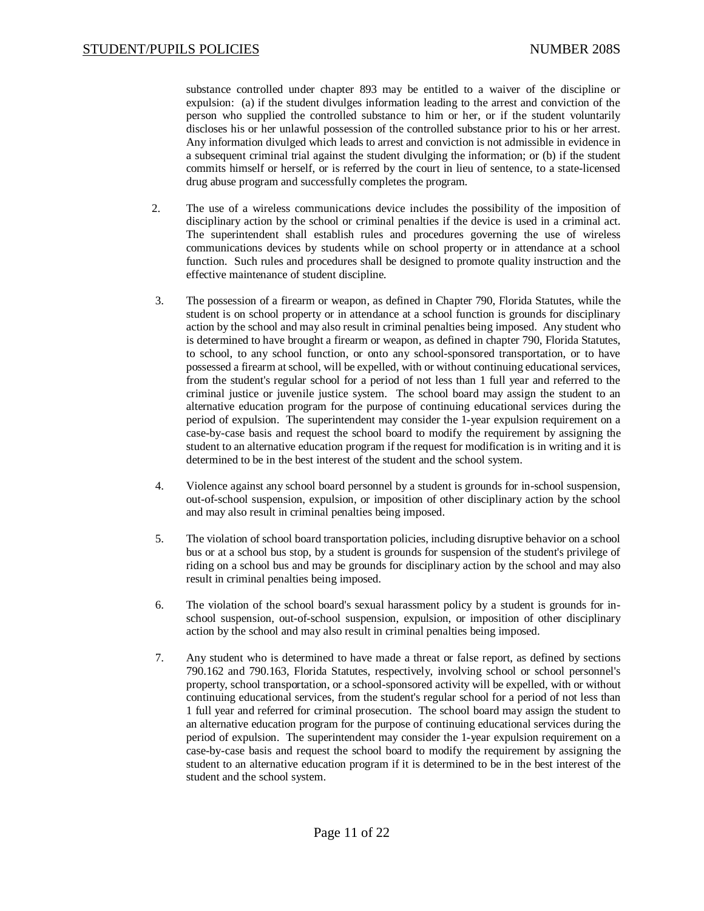substance controlled under chapter 893 may be entitled to a waiver of the discipline or expulsion: (a) if the student divulges information leading to the arrest and conviction of the person who supplied the controlled substance to him or her, or if the student voluntarily discloses his or her unlawful possession of the controlled substance prior to his or her arrest. Any information divulged which leads to arrest and conviction is not admissible in evidence in a subsequent criminal trial against the student divulging the information; or (b) if the student commits himself or herself, or is referred by the court in lieu of sentence, to a state-licensed drug abuse program and successfully completes the program.

2. The use of a wireless communications device includes the possibility of the imposition of disciplinary action by the school or criminal penalties if the device is used in a criminal act. The superintendent shall establish rules and procedures governing the use of wireless communications devices by students while on school property or in attendance at a school function. Such rules and procedures shall be designed to promote quality instruction and the effective maintenance of student discipline.

3. The possession of a firearm or weapon, as defined in Chapter 790, Florida Statutes, while the student is on school property or in attendance at a school function is grounds for disciplinary action by the school and may also result in criminal penalties being imposed. Any student who is determined to have brought a firearm or weapon, as defined in chapter 790, Florida Statutes, to school, to any school function, or onto any school-sponsored transportation, or to have possessed a firearm at school, will be expelled, with or without continuing educational services, from the student's regular school for a period of not less than 1 full year and referred to the criminal justice or juvenile justice system. The school board may assign the student to an alternative education program for the purpose of continuing educational services during the period of expulsion. The superintendent may consider the 1-year expulsion requirement on a case-by-case basis and request the school board to modify the requirement by assigning the student to an alternative education program if the request for modification is in writing and it is determined to be in the best interest of the student and the school system.

4. Violence against any school board personnel by a student is grounds for in-school suspension, out-of-school suspension, expulsion, or imposition of other disciplinary action by the school and may also result in criminal penalties being imposed.

5. The violation of school board transportation policies, including disruptive behavior on a school bus or at a school bus stop, by a student is grounds for suspension of the student's privilege of riding on a school bus and may be grounds for disciplinary action by the school and may also result in criminal penalties being imposed.

6. The violation of the school board's sexual harassment policy by a student is grounds for in-school suspension, out-of-school suspension, expulsion, or imposition of other disciplinary action by the school and may also result in criminal penalties being imposed.

7. Any student who is determined to have made a threat or false report, as defined by sections 790.162 and 790.163, Florida Statutes, respectively, involving school or school personnel's property, school transportation, or a school-sponsored activity will be expelled, with or without continuing educational services, from the student's regular school for a period of not less than 1 full year and referred for criminal prosecution. The school board may assign the student to an alternative education program for the purpose of continuing educational services during the period of expulsion. The superintendent may consider the 1-year expulsion requirement on a case-by-case basis and request the school board to modify the requirement by assigning the student to an alternative education program if it is determined to be in the best interest of the student and the school system.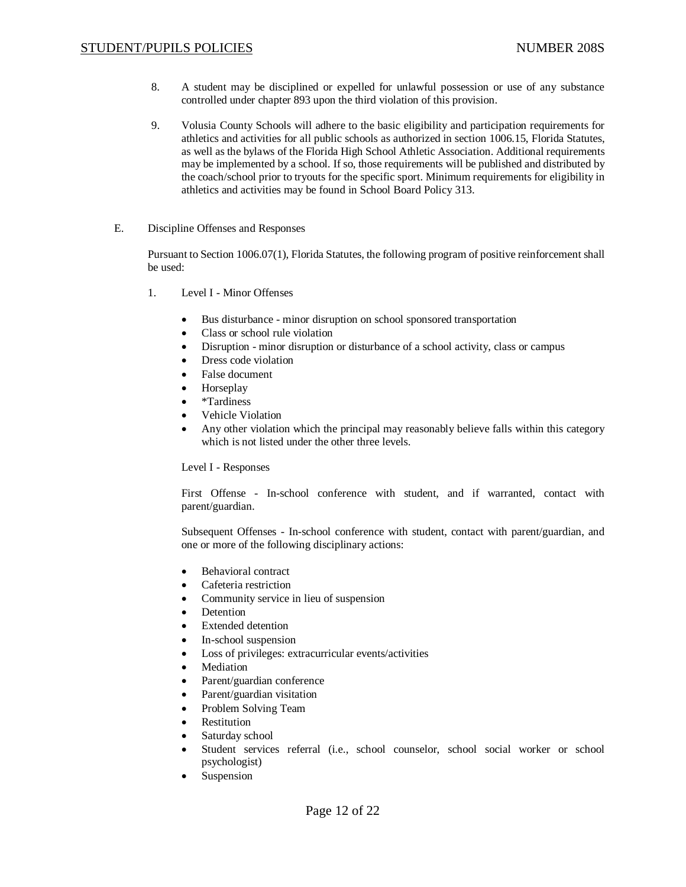8. A student may be disciplined or expelled for unlawful possession or use of any substance controlled under chapter 893 upon the third violation of this provision.

9. Volusia County Schools will adhere to the basic eligibility and participation requirements for athletics and activities for all public schools as authorized in section 1006.15, Florida Statutes, as well as the bylaws of the Florida High School Athletic Association. Additional requirements may be implemented by a school. If so, those requirements will be published and distributed by the coach/school prior to tryouts for the specific sport. Minimum requirements for eligibility in athletics and activities may be found in School Board Policy 313.

E. Discipline Offenses and Responses

Pursuant to Section 1006.07(1), Florida Statutes, the following program of positive reinforcement shall be used:

1. Level I - Minor Offenses

- Bus disturbance - minor disruption on school sponsored transportation
- Class or school rule violation
- Disruption - minor disruption or disturbance of a school activity, class or campus
- Dress code violation
- False document
- Horseplay
- *Tardiness
- Vehicle Violation
- Any other violation which the principal may reasonably believe falls within this category which is not listed under the other three levels.

Level I - Responses

First Offense - In-school conference with student, and if warranted, contact with parent/guardian.

Subsequent Offenses - In-school conference with student, contact with parent/guardian, and one or more of the following disciplinary actions:

- Behavioral contract
- Cafeteria restriction
- Community service in lieu of suspension
- Detention
- Extended detention
- In-school suspension
- Loss of privileges: extracurricular events/activities
- Mediation
- Parent/guardian conference
- Parent/guardian visitation
- Problem Solving Team
- Restitution
- Saturday school
- Student services referral (i.e., school counselor, school social worker or school psychologist)
- Suspension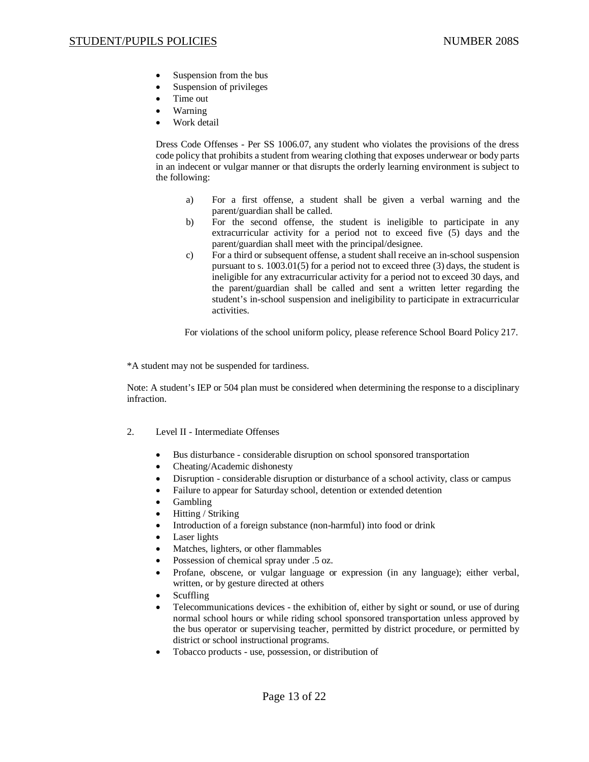- Suspension from the bus
- Suspension of privileges
- Time out
- Warning
- Work detail

Dress Code Offenses - Per SS 1006.07, any student who violates the provisions of the dress code policy that prohibits a student from wearing clothing that exposes underwear or body parts in an indecent or vulgar manner or that disrupts the orderly learning environment is subject to the following:

a) For a first offense, a student shall be given a verbal warning and the parent/guardian shall be called.

b) For the second offense, the student is ineligible to participate in any extracurricular activity for a period not to exceed five (5) days and the parent/guardian shall meet with the principal/designee.

c) For a third or subsequent offense, a student shall receive an in-school suspension pursuant to s. 1003.01(5) for a period not to exceed three (3) days, the student is ineligible for any extracurricular activity for a period not to exceed 30 days, and the parent/guardian shall be called and sent a written letter regarding the student's in-school suspension and ineligibility to participate in extracurricular activities.

For violations of the school uniform policy, please reference School Board Policy 217.

*A student may not be suspended for tardiness.

Note: A student's IEP or 504 plan must be considered when determining the response to a disciplinary infraction.

2. Level II - Intermediate Offenses

- Bus disturbance - considerable disruption on school sponsored transportation
- Cheating/Academic dishonesty
- Disruption - considerable disruption or disturbance of a school activity, class or campus
- Failure to appear for Saturday school, detention or extended detention
- Gambling
- Hitting / Striking
- Introduction of a foreign substance (non-harmful) into food or drink
- Laser lights
- Matches, lighters, or other flammables
- Possession of chemical spray under .5 oz.
- Profane, obscene, or vulgar language or expression (in any language); either verbal, written, or by gesture directed at others
- Scuffling
- Telecommunications devices - the exhibition of, either by sight or sound, or use of during normal school hours or while riding school sponsored transportation unless approved by the bus operator or supervising teacher, permitted by district procedure, or permitted by district or school instructional programs.
- Tobacco products - use, possession, or distribution of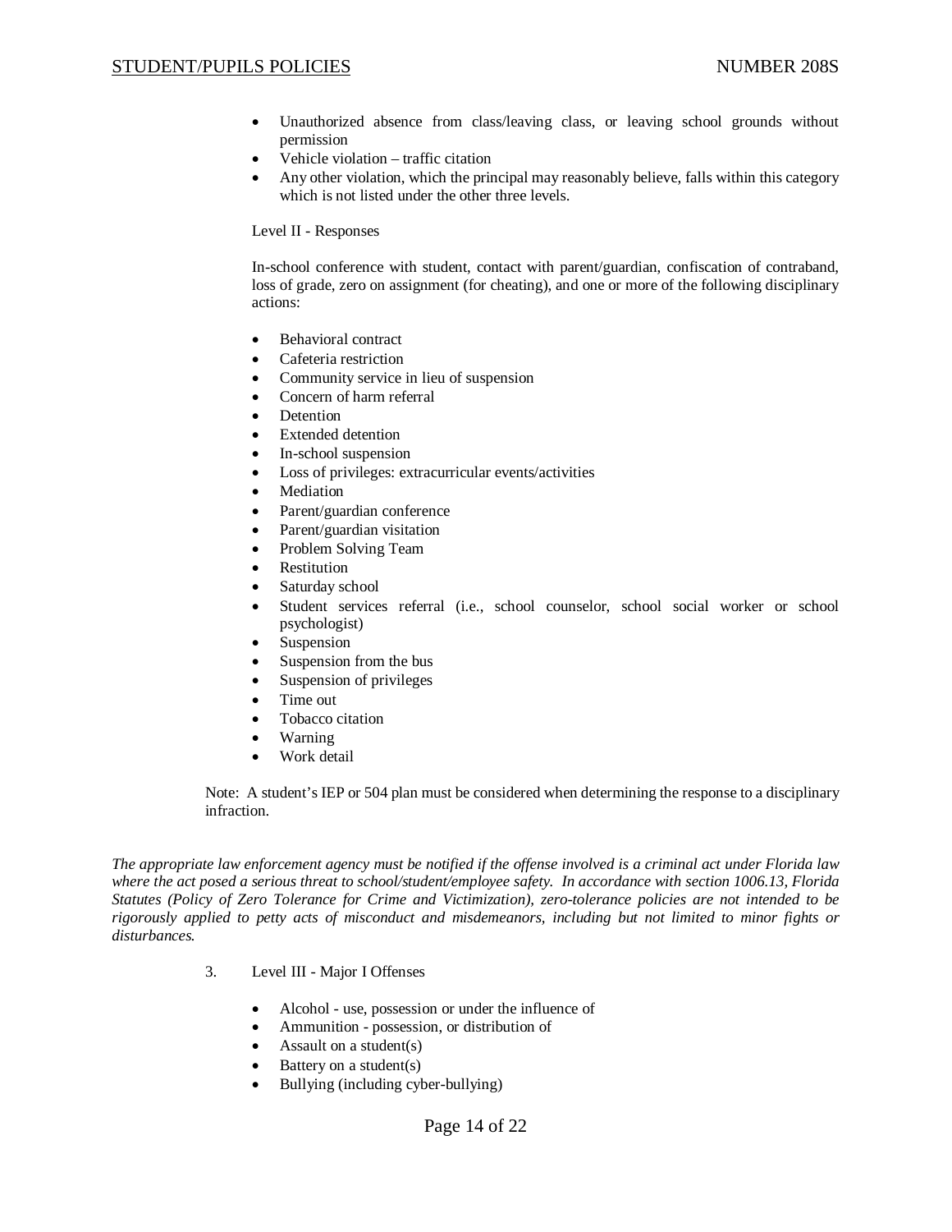- Unauthorized absence from class/leaving class, or leaving school grounds without permission
- Vehicle violation – traffic citation
- Any other violation, which the principal may reasonably believe, falls within this category which is not listed under the other three levels.

Level II - Responses

In-school conference with student, contact with parent/guardian, confiscation of contraband, loss of grade, zero on assignment (for cheating), and one or more of the following disciplinary actions:

- Behavioral contract
- Cafeteria restriction
- Community service in lieu of suspension
- Concern of harm referral
- Detention
- Extended detention
- In-school suspension
- Loss of privileges: extracurricular events/activities
- Mediation
- Parent/guardian conference
- Parent/guardian visitation
- Problem Solving Team
- Restitution
- Saturday school
- Student services referral (i.e., school counselor, school social worker or school psychologist)
- Suspension
- Suspension from the bus
- Suspension of privileges
- Time out
- Tobacco citation
- Warning
- Work detail

Note: A student's IEP or 504 plan must be considered when determining the response to a disciplinary infraction.

*The appropriate law enforcement agency must be notified if the offense involved is a criminal act under Florida law where the act posed a serious threat to school/student/employee safety. In accordance with section 1006.13, Florida Statutes (Policy of Zero Tolerance for Crime and Victimization), zero-tolerance policies are not intended to be rigorously applied to petty acts of misconduct and misdemeanors, including but not limited to minor fights or disturbances.*

3. Level III - Major I Offenses

- Alcohol - use, possession or under the influence of
- Ammunition - possession, or distribution of
- Assault on a student(s)
- Battery on a student(s)
- Bullying (including cyber-bullying)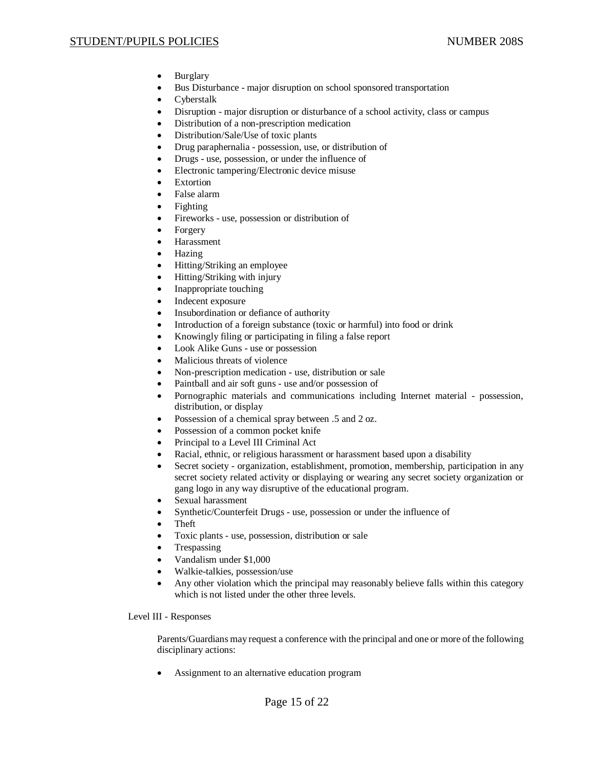- Burglary
- Bus Disturbance - major disruption on school sponsored transportation
- Cyberstalk
- Disruption - major disruption or disturbance of a school activity, class or campus
- Distribution of a non-prescription medication
- Distribution/Sale/Use of toxic plants
- Drug paraphernalia - possession, use, or distribution of
- Drugs - use, possession, or under the influence of
- Electronic tampering/Electronic device misuse
- Extortion
- False alarm
- Fighting
- Fireworks - use, possession or distribution of
- Forgery
- Harassment
- Hazing
- Hitting/Striking an employee
- Hitting/Striking with injury
- Inappropriate touching
- Indecent exposure
- Insubordination or defiance of authority
- Introduction of a foreign substance (toxic or harmful) into food or drink
- Knowingly filing or participating in filing a false report
- Look Alike Guns - use or possession
- Malicious threats of violence
- Non-prescription medication - use, distribution or sale
- Paintball and air soft guns - use and/or possession of
- Pornographic materials and communications including Internet material - possession, distribution, or display
- Possession of a chemical spray between .5 and 2 oz.
- Possession of a common pocket knife
- Principal to a Level III Criminal Act
- Racial, ethnic, or religious harassment or harassment based upon a disability
- Secret society - organization, establishment, promotion, membership, participation in any secret society related activity or displaying or wearing any secret society organization or gang logo in any way disruptive of the educational program.
- Sexual harassment
- Synthetic/Counterfeit Drugs - use, possession or under the influence of
- Theft
- Toxic plants - use, possession, distribution or sale
- Trespassing
- Vandalism under $1,000
- Walkie-talkies, possession/use
- Any other violation which the principal may reasonably believe falls within this category which is not listed under the other three levels.

Level III - Responses

Parents/Guardians may request a conference with the principal and one or more of the following disciplinary actions:

- Assignment to an alternative education program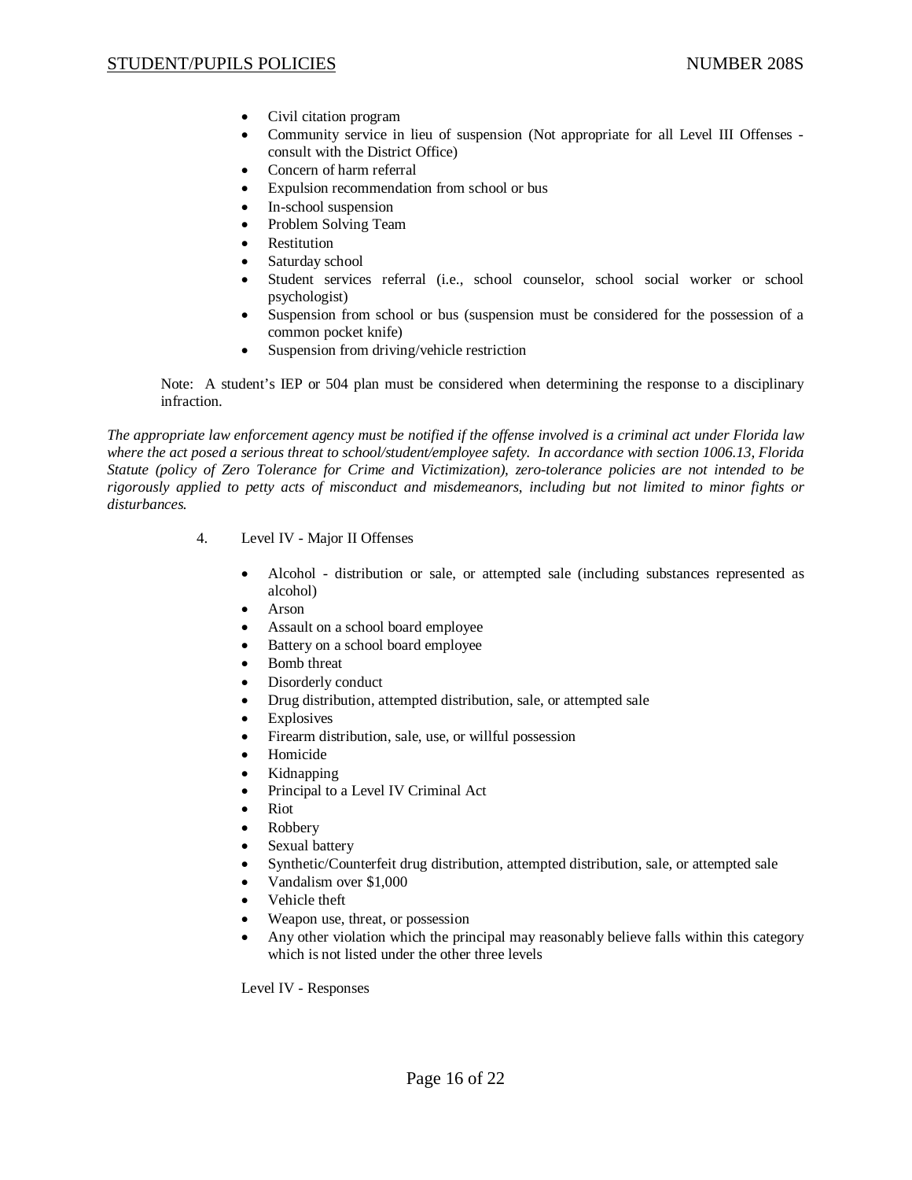- Civil citation program
- Community service in lieu of suspension (Not appropriate for all Level III Offenses - consult with the District Office)
- Concern of harm referral
- Expulsion recommendation from school or bus
- In-school suspension
- Problem Solving Team
- Restitution
- Saturday school
- Student services referral (i.e., school counselor, school social worker or school psychologist)
- Suspension from school or bus (suspension must be considered for the possession of a common pocket knife)
- Suspension from driving/vehicle restriction

Note: A student's IEP or 504 plan must be considered when determining the response to a disciplinary infraction.

*The appropriate law enforcement agency must be notified if the offense involved is a criminal act under Florida law where the act posed a serious threat to school/student/employee safety. In accordance with section 1006.13, Florida Statute (policy of Zero Tolerance for Crime and Victimization), zero-tolerance policies are not intended to be rigorously applied to petty acts of misconduct and misdemeanors, including but not limited to minor fights or disturbances.*

4. Level IV - Major II Offenses

- Alcohol - distribution or sale, or attempted sale (including substances represented as alcohol)
- Arson
- Assault on a school board employee
- Battery on a school board employee
- Bomb threat
- Disorderly conduct
- Drug distribution, attempted distribution, sale, or attempted sale
- Explosives
- Firearm distribution, sale, use, or willful possession
- Homicide
- Kidnapping
- Principal to a Level IV Criminal Act
- Riot
- Robbery
- Sexual battery
- Synthetic/Counterfeit drug distribution, attempted distribution, sale, or attempted sale
- Vandalism over $1,000
- Vehicle theft
- Weapon use, threat, or possession
- Any other violation which the principal may reasonably believe falls within this category which is not listed under the other three levels

Level IV - Responses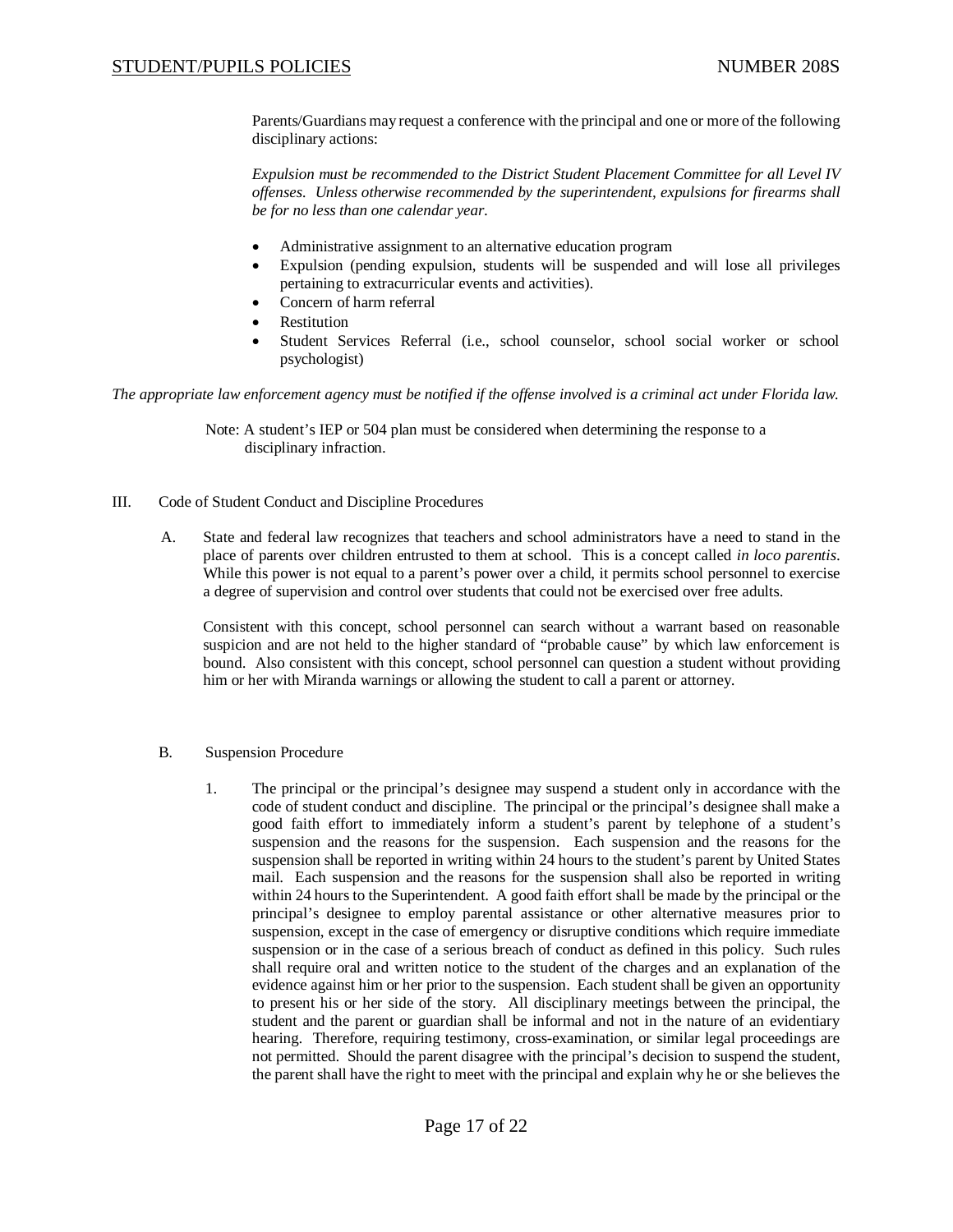Parents/Guardians may request a conference with the principal and one or more of the following disciplinary actions:

*Expulsion must be recommended to the District Student Placement Committee for all Level IV offenses. Unless otherwise recommended by the superintendent, expulsions for firearms shall be for no less than one calendar year.*

- Administrative assignment to an alternative education program
- Expulsion (pending expulsion, students will be suspended and will lose all privileges pertaining to extracurricular events and activities).
- Concern of harm referral
- Restitution
- Student Services Referral (i.e., school counselor, school social worker or school psychologist)

*The appropriate law enforcement agency must be notified if the offense involved is a criminal act under Florida law.*

Note: A student's IEP or 504 plan must be considered when determining the response to a disciplinary infraction.

III. Code of Student Conduct and Discipline Procedures

A. State and federal law recognizes that teachers and school administrators have a need to stand in the place of parents over children entrusted to them at school. This is a concept called *in loco parentis*. While this power is not equal to a parent's power over a child, it permits school personnel to exercise a degree of supervision and control over students that could not be exercised over free adults.

Consistent with this concept, school personnel can search without a warrant based on reasonable suspicion and are not held to the higher standard of "probable cause" by which law enforcement is bound. Also consistent with this concept, school personnel can question a student without providing him or her with Miranda warnings or allowing the student to call a parent or attorney.

B. Suspension Procedure

1. The principal or the principal's designee may suspend a student only in accordance with the code of student conduct and discipline. The principal or the principal's designee shall make a good faith effort to immediately inform a student's parent by telephone of a student's suspension and the reasons for the suspension. Each suspension and the reasons for the suspension shall be reported in writing within 24 hours to the student's parent by United States mail. Each suspension and the reasons for the suspension shall also be reported in writing within 24 hours to the Superintendent. A good faith effort shall be made by the principal or the principal's designee to employ parental assistance or other alternative measures prior to suspension, except in the case of emergency or disruptive conditions which require immediate suspension or in the case of a serious breach of conduct as defined in this policy. Such rules shall require oral and written notice to the student of the charges and an explanation of the evidence against him or her prior to the suspension. Each student shall be given an opportunity to present his or her side of the story. All disciplinary meetings between the principal, the student and the parent or guardian shall be informal and not in the nature of an evidentiary hearing. Therefore, requiring testimony, cross-examination, or similar legal proceedings are not permitted. Should the parent disagree with the principal's decision to suspend the student, the parent shall have the right to meet with the principal and explain why he or she believes the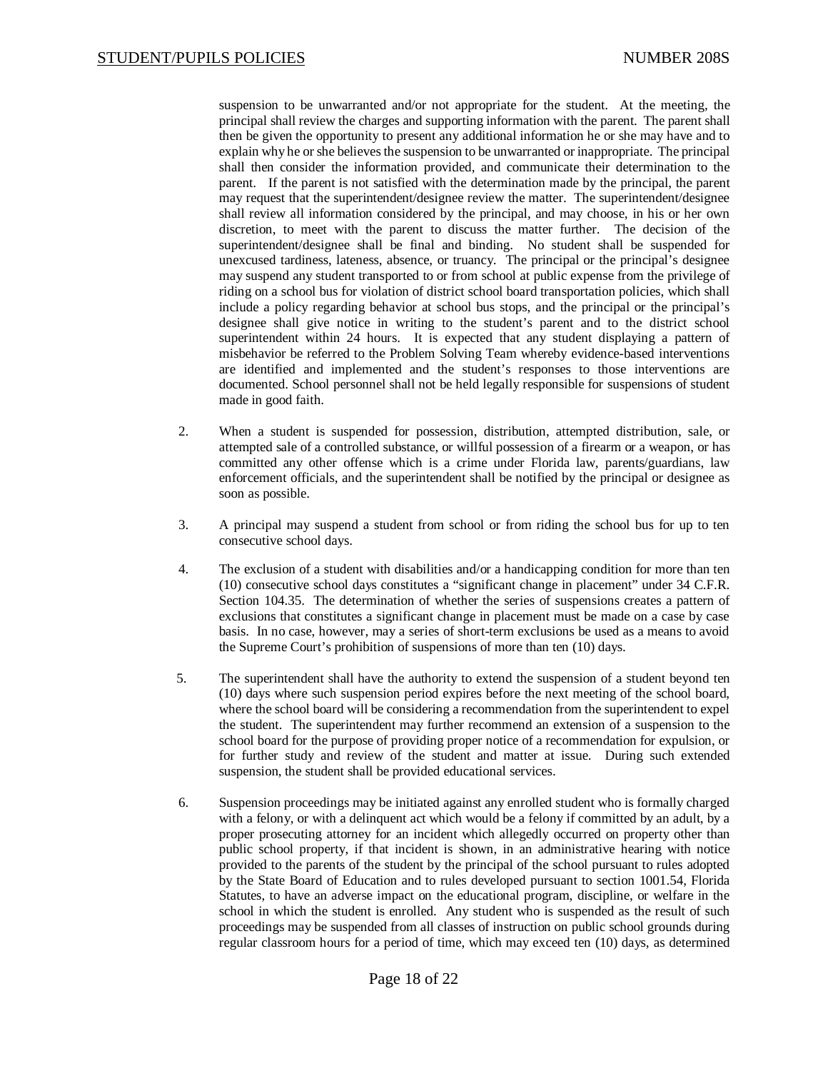suspension to be unwarranted and/or not appropriate for the student. At the meeting, the principal shall review the charges and supporting information with the parent. The parent shall then be given the opportunity to present any additional information he or she may have and to explain why he or she believes the suspension to be unwarranted or inappropriate. The principal shall then consider the information provided, and communicate their determination to the parent. If the parent is not satisfied with the determination made by the principal, the parent may request that the superintendent/designee review the matter. The superintendent/designee shall review all information considered by the principal, and may choose, in his or her own discretion, to meet with the parent to discuss the matter further. The decision of the superintendent/designee shall be final and binding. No student shall be suspended for unexcused tardiness, lateness, absence, or truancy. The principal or the principal's designee may suspend any student transported to or from school at public expense from the privilege of riding on a school bus for violation of district school board transportation policies, which shall include a policy regarding behavior at school bus stops, and the principal or the principal's designee shall give notice in writing to the student's parent and to the district school superintendent within 24 hours. It is expected that any student displaying a pattern of misbehavior be referred to the Problem Solving Team whereby evidence-based interventions are identified and implemented and the student's responses to those interventions are documented. School personnel shall not be held legally responsible for suspensions of student made in good faith.

2. When a student is suspended for possession, distribution, attempted distribution, sale, or attempted sale of a controlled substance, or willful possession of a firearm or a weapon, or has committed any other offense which is a crime under Florida law, parents/guardians, law enforcement officials, and the superintendent shall be notified by the principal or designee as soon as possible.

3. A principal may suspend a student from school or from riding the school bus for up to ten consecutive school days.

4. The exclusion of a student with disabilities and/or a handicapping condition for more than ten (10) consecutive school days constitutes a "significant change in placement" under 34 C.F.R. Section 104.35. The determination of whether the series of suspensions creates a pattern of exclusions that constitutes a significant change in placement must be made on a case by case basis. In no case, however, may a series of short-term exclusions be used as a means to avoid the Supreme Court's prohibition of suspensions of more than ten (10) days.

5. The superintendent shall have the authority to extend the suspension of a student beyond ten (10) days where such suspension period expires before the next meeting of the school board, where the school board will be considering a recommendation from the superintendent to expel the student. The superintendent may further recommend an extension of a suspension to the school board for the purpose of providing proper notice of a recommendation for expulsion, or for further study and review of the student and matter at issue. During such extended suspension, the student shall be provided educational services.

6. Suspension proceedings may be initiated against any enrolled student who is formally charged with a felony, or with a delinquent act which would be a felony if committed by an adult, by a proper prosecuting attorney for an incident which allegedly occurred on property other than public school property, if that incident is shown, in an administrative hearing with notice provided to the parents of the student by the principal of the school pursuant to rules adopted by the State Board of Education and to rules developed pursuant to section 1001.54, Florida Statutes, to have an adverse impact on the educational program, discipline, or welfare in the school in which the student is enrolled. Any student who is suspended as the result of such proceedings may be suspended from all classes of instruction on public school grounds during regular classroom hours for a period of time, which may exceed ten (10) days, as determined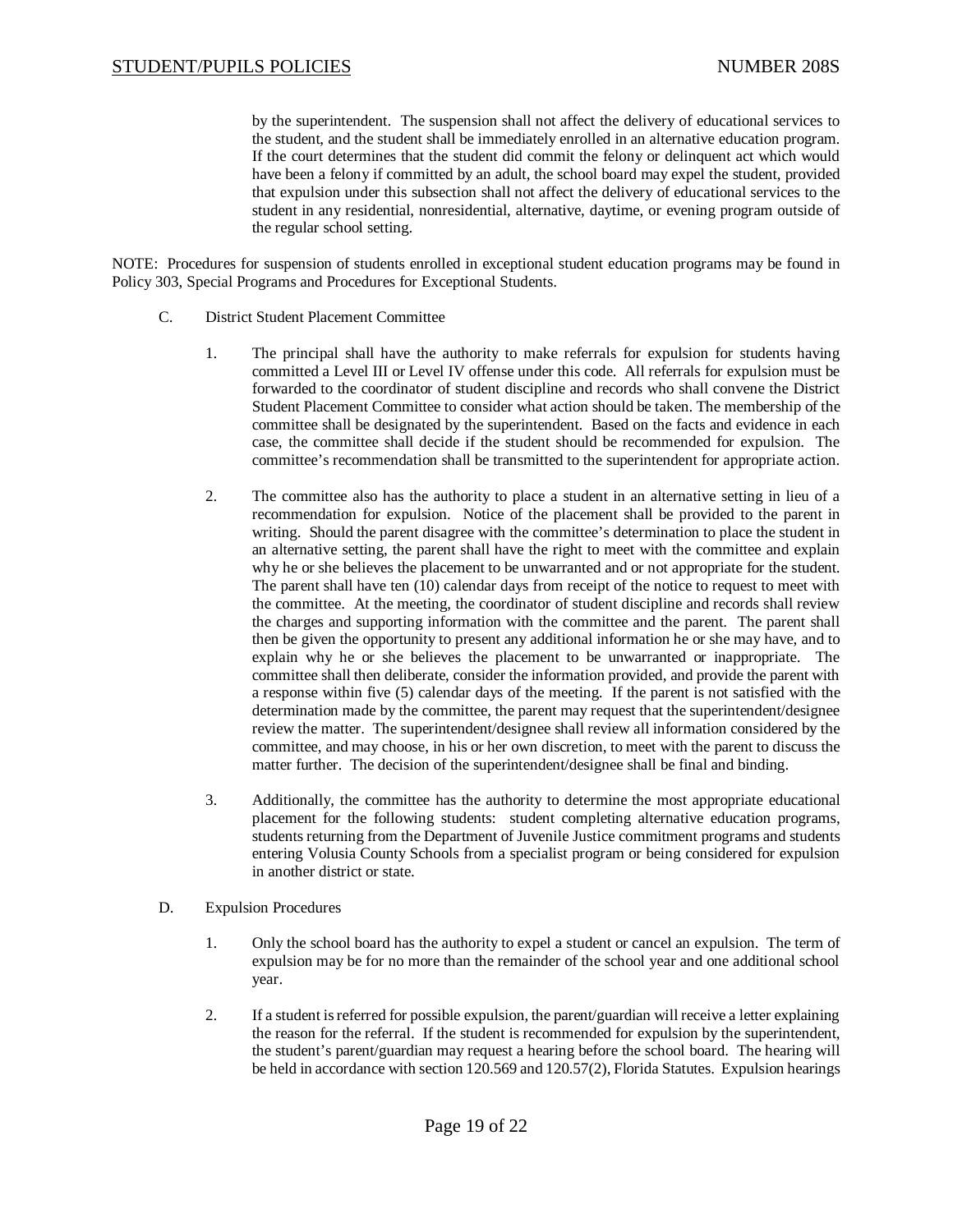by the superintendent. The suspension shall not affect the delivery of educational services to the student, and the student shall be immediately enrolled in an alternative education program. If the court determines that the student did commit the felony or delinquent act which would have been a felony if committed by an adult, the school board may expel the student, provided that expulsion under this subsection shall not affect the delivery of educational services to the student in any residential, nonresidential, alternative, daytime, or evening program outside of the regular school setting.

NOTE: Procedures for suspension of students enrolled in exceptional student education programs may be found in Policy 303, Special Programs and Procedures for Exceptional Students.

C. District Student Placement Committee

1. The principal shall have the authority to make referrals for expulsion for students having committed a Level III or Level IV offense under this code. All referrals for expulsion must be forwarded to the coordinator of student discipline and records who shall convene the District Student Placement Committee to consider what action should be taken. The membership of the committee shall be designated by the superintendent. Based on the facts and evidence in each case, the committee shall decide if the student should be recommended for expulsion. The committee's recommendation shall be transmitted to the superintendent for appropriate action.

2. The committee also has the authority to place a student in an alternative setting in lieu of a recommendation for expulsion. Notice of the placement shall be provided to the parent in writing. Should the parent disagree with the committee's determination to place the student in an alternative setting, the parent shall have the right to meet with the committee and explain why he or she believes the placement to be unwarranted and or not appropriate for the student. The parent shall have ten (10) calendar days from receipt of the notice to request to meet with the committee. At the meeting, the coordinator of student discipline and records shall review the charges and supporting information with the committee and the parent. The parent shall then be given the opportunity to present any additional information he or she may have, and to explain why he or she believes the placement to be unwarranted or inappropriate. The committee shall then deliberate, consider the information provided, and provide the parent with a response within five (5) calendar days of the meeting. If the parent is not satisfied with the determination made by the committee, the parent may request that the superintendent/designee review the matter. The superintendent/designee shall review all information considered by the committee, and may choose, in his or her own discretion, to meet with the parent to discuss the matter further. The decision of the superintendent/designee shall be final and binding.

3. Additionally, the committee has the authority to determine the most appropriate educational placement for the following students: student completing alternative education programs, students returning from the Department of Juvenile Justice commitment programs and students entering Volusia County Schools from a specialist program or being considered for expulsion in another district or state.

D. Expulsion Procedures

1. Only the school board has the authority to expel a student or cancel an expulsion. The term of expulsion may be for no more than the remainder of the school year and one additional school year.

2. If a student is referred for possible expulsion, the parent/guardian will receive a letter explaining the reason for the referral. If the student is recommended for expulsion by the superintendent, the student's parent/guardian may request a hearing before the school board. The hearing will be held in accordance with section 120.569 and 120.57(2), Florida Statutes. Expulsion hearings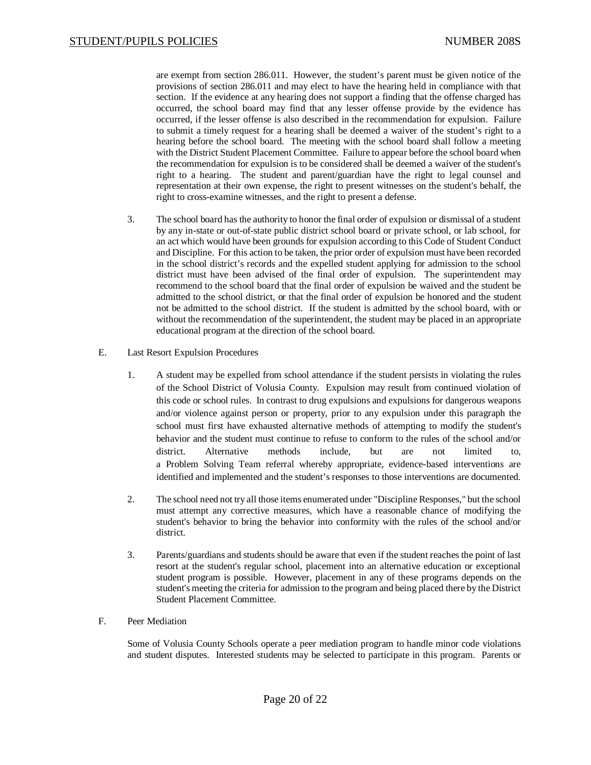are exempt from section 286.011. However, the student's parent must be given notice of the provisions of section 286.011 and may elect to have the hearing held in compliance with that section. If the evidence at any hearing does not support a finding that the offense charged has occurred, the school board may find that any lesser offense provide by the evidence has occurred, if the lesser offense is also described in the recommendation for expulsion. Failure to submit a timely request for a hearing shall be deemed a waiver of the student's right to a hearing before the school board. The meeting with the school board shall follow a meeting with the District Student Placement Committee. Failure to appear before the school board when the recommendation for expulsion is to be considered shall be deemed a waiver of the student's right to a hearing. The student and parent/guardian have the right to legal counsel and representation at their own expense, the right to present witnesses on the student's behalf, the right to cross-examine witnesses, and the right to present a defense.

3. The school board has the authority to honor the final order of expulsion or dismissal of a student by any in-state or out-of-state public district school board or private school, or lab school, for an act which would have been grounds for expulsion according to this Code of Student Conduct and Discipline. For this action to be taken, the prior order of expulsion must have been recorded in the school district's records and the expelled student applying for admission to the school district must have been advised of the final order of expulsion. The superintendent may recommend to the school board that the final order of expulsion be waived and the student be admitted to the school district, or that the final order of expulsion be honored and the student not be admitted to the school district. If the student is admitted by the school board, with or without the recommendation of the superintendent, the student may be placed in an appropriate educational program at the direction of the school board.

E. Last Resort Expulsion Procedures

1. A student may be expelled from school attendance if the student persists in violating the rules of the School District of Volusia County. Expulsion may result from continued violation of this code or school rules. In contrast to drug expulsions and expulsions for dangerous weapons and/or violence against person or property, prior to any expulsion under this paragraph the school must first have exhausted alternative methods of attempting to modify the student's behavior and the student must continue to refuse to conform to the rules of the school and/or district. Alternative methods include, but are not limited to, a Problem Solving Team referral whereby appropriate, evidence-based interventions are identified and implemented and the student's responses to those interventions are documented.

2. The school need not try all those items enumerated under "Discipline Responses," but the school must attempt any corrective measures, which have a reasonable chance of modifying the student's behavior to bring the behavior into conformity with the rules of the school and/or district.

3. Parents/guardians and students should be aware that even if the student reaches the point of last resort at the student's regular school, placement into an alternative education or exceptional student program is possible. However, placement in any of these programs depends on the student's meeting the criteria for admission to the program and being placed there by the District Student Placement Committee.

F. Peer Mediation

Some of Volusia County Schools operate a peer mediation program to handle minor code violations and student disputes. Interested students may be selected to participate in this program. Parents or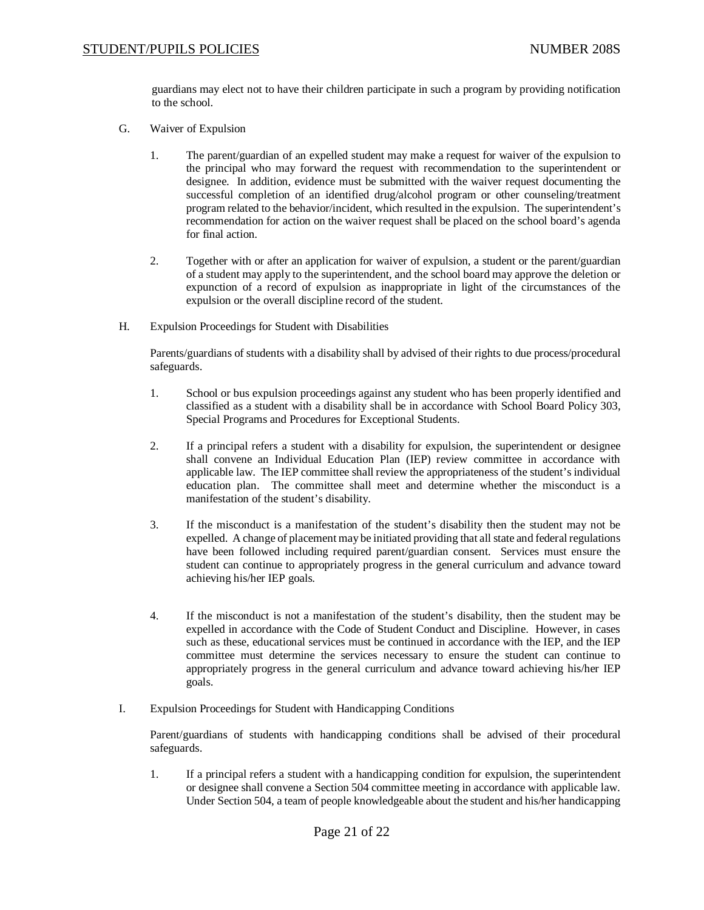guardians may elect not to have their children participate in such a program by providing notification to the school.

G. Waiver of Expulsion

1. The parent/guardian of an expelled student may make a request for waiver of the expulsion to the principal who may forward the request with recommendation to the superintendent or designee. In addition, evidence must be submitted with the waiver request documenting the successful completion of an identified drug/alcohol program or other counseling/treatment program related to the behavior/incident, which resulted in the expulsion. The superintendent's recommendation for action on the waiver request shall be placed on the school board's agenda for final action.

2. Together with or after an application for waiver of expulsion, a student or the parent/guardian of a student may apply to the superintendent, and the school board may approve the deletion or expunction of a record of expulsion as inappropriate in light of the circumstances of the expulsion or the overall discipline record of the student.

H. Expulsion Proceedings for Student with Disabilities

Parents/guardians of students with a disability shall by advised of their rights to due process/procedural safeguards.

1. School or bus expulsion proceedings against any student who has been properly identified and classified as a student with a disability shall be in accordance with School Board Policy 303, Special Programs and Procedures for Exceptional Students.

2. If a principal refers a student with a disability for expulsion, the superintendent or designee shall convene an Individual Education Plan (IEP) review committee in accordance with applicable law. The IEP committee shall review the appropriateness of the student's individual education plan. The committee shall meet and determine whether the misconduct is a manifestation of the student's disability.

3. If the misconduct is a manifestation of the student's disability then the student may not be expelled. A change of placement may be initiated providing that all state and federal regulations have been followed including required parent/guardian consent. Services must ensure the student can continue to appropriately progress in the general curriculum and advance toward achieving his/her IEP goals.

4. If the misconduct is not a manifestation of the student's disability, then the student may be expelled in accordance with the Code of Student Conduct and Discipline. However, in cases such as these, educational services must be continued in accordance with the IEP, and the IEP committee must determine the services necessary to ensure the student can continue to appropriately progress in the general curriculum and advance toward achieving his/her IEP goals.

I. Expulsion Proceedings for Student with Handicapping Conditions

Parent/guardians of students with handicapping conditions shall be advised of their procedural safeguards.

1. If a principal refers a student with a handicapping condition for expulsion, the superintendent or designee shall convene a Section 504 committee meeting in accordance with applicable law. Under Section 504, a team of people knowledgeable about the student and his/her handicapping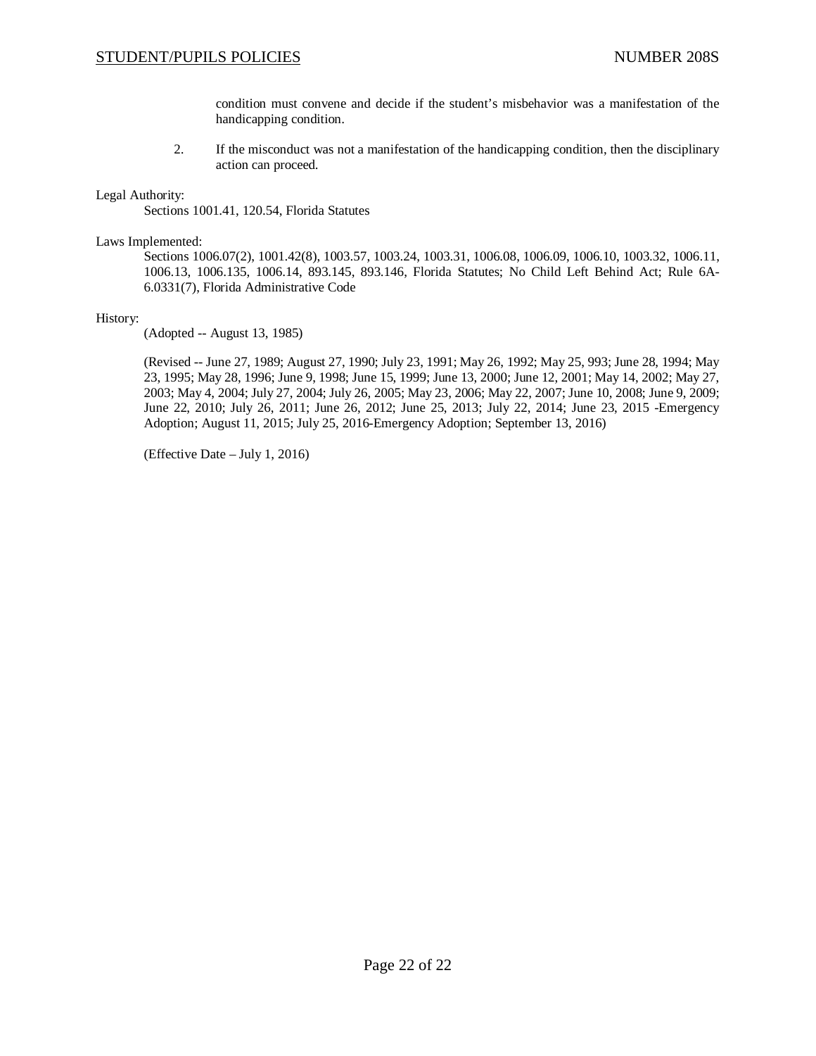condition must convene and decide if the student's misbehavior was a manifestation of the handicapping condition.

2. If the misconduct was not a manifestation of the handicapping condition, then the disciplinary action can proceed.

Legal Authority:

Sections 1001.41, 120.54, Florida Statutes

Laws Implemented:

Sections 1006.07(2), 1001.42(8), 1003.57, 1003.24, 1003.31, 1006.08, 1006.09, 1006.10, 1003.32, 1006.11, 1006.13, 1006.135, 1006.14, 893.145, 893.146, Florida Statutes; No Child Left Behind Act; Rule 6A-6.0331(7), Florida Administrative Code

History:

(Adopted -- August 13, 1985)

(Revised -- June 27, 1989; August 27, 1990; July 23, 1991; May 26, 1992; May 25, 993; June 28, 1994; May 23, 1995; May 28, 1996; June 9, 1998; June 15, 1999; June 13, 2000; June 12, 2001; May 14, 2002; May 27, 2003; May 4, 2004; July 27, 2004; July 26, 2005; May 23, 2006; May 22, 2007; June 10, 2008; June 9, 2009; June 22, 2010; July 26, 2011; June 26, 2012; June 25, 2013; July 22, 2014; June 23, 2015 -Emergency Adoption; August 11, 2015; July 25, 2016-Emergency Adoption; September 13, 2016)

(Effective Date – July 1, 2016)